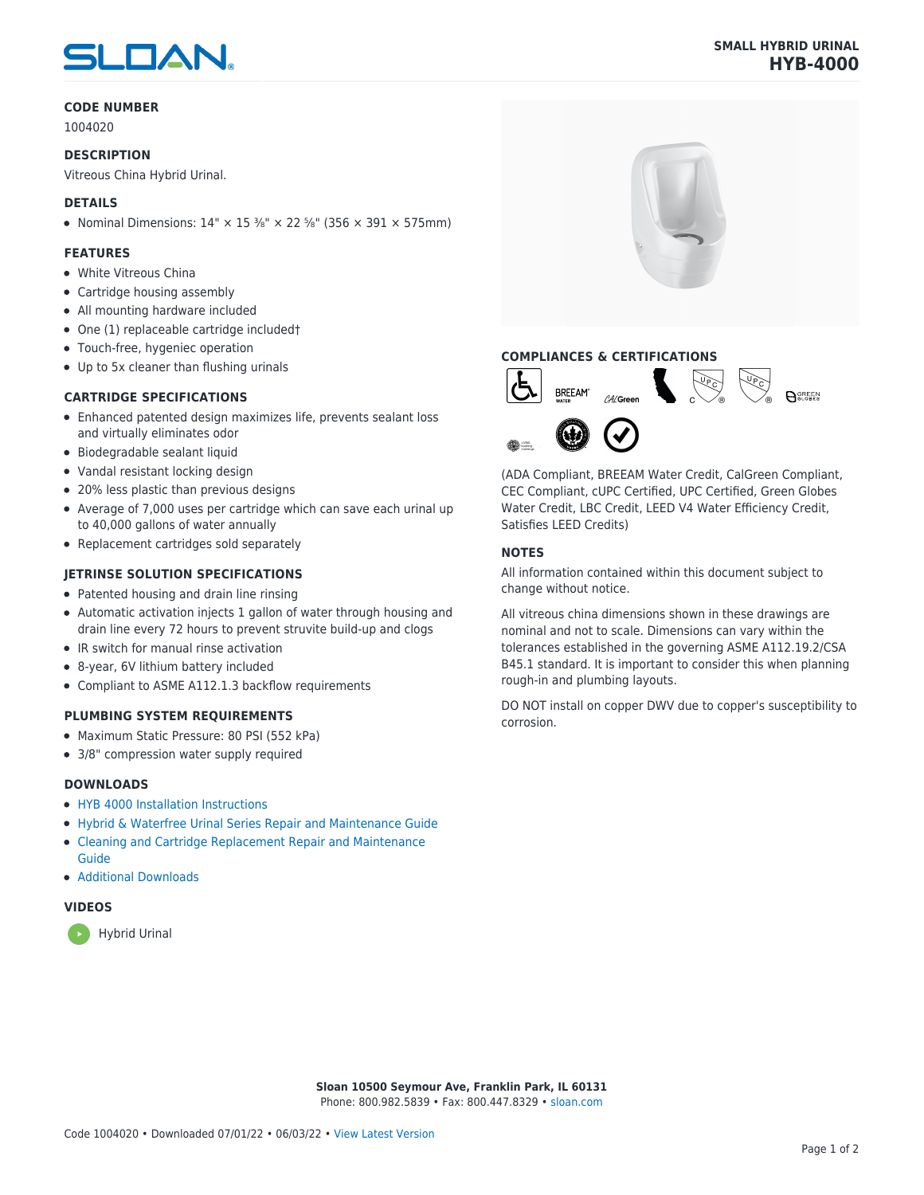# SMALL HYBRID URINAL
## HYB-4000

### CODE NUMBER

1004020

### DESCRIPTION

Vitreous China Hybrid Urinal.

### DETAILS

- Nominal Dimensions: 14" × 15 ⅜" × 22 ⅝" (356 × 391 × 575mm)

### FEATURES

- White Vitreous China
- Cartridge housing assembly
- All mounting hardware included
- One (1) replaceable cartridge included†
- Touch-free, hygeniec operation
- Up to 5x cleaner than flushing urinals

### CARTRIDGE SPECIFICATIONS

- Enhanced patented design maximizes life, prevents sealant loss and virtually eliminates odor
- Biodegradable sealant liquid
- Vandal resistant locking design
- 20% less plastic than previous designs
- Average of 7,000 uses per cartridge which can save each urinal up to 40,000 gallons of water annually
- Replacement cartridges sold separately

### JETRINSE SOLUTION SPECIFICATIONS

- Patented housing and drain line rinsing
- Automatic activation injects 1 gallon of water through housing and drain line every 72 hours to prevent struvite build-up and clogs
- IR switch for manual rinse activation
- 8-year, 6V lithium battery included
- Compliant to ASME A112.1.3 backflow requirements

### PLUMBING SYSTEM REQUIREMENTS

- Maximum Static Pressure: 80 PSI (552 kPa)
- 3/8" compression water supply required

### DOWNLOADS

- HYB 4000 Installation Instructions
- Hybrid & Waterfree Urinal Series Repair and Maintenance Guide
- Cleaning and Cartridge Replacement Repair and Maintenance Guide
- Additional Downloads

### VIDEOS

- Hybrid Urinal

### COMPLIANCES & CERTIFICATIONS

(ADA Compliant, BREEAM Water Credit, CalGreen Compliant, CEC Compliant, cUPC Certified, UPC Certified, Green Globes Water Credit, LBC Credit, LEED V4 Water Efficiency Credit, Satisfies LEED Credits)

### NOTES

All information contained within this document subject to change without notice.

All vitreous china dimensions shown in these drawings are nominal and not to scale. Dimensions can vary within the tolerances established in the governing ASME A112.19.2/CSA B45.1 standard. It is important to consider this when planning rough-in and plumbing layouts.

DO NOT install on copper DWV due to copper's susceptibility to corrosion.

**Sloan 10500 Seymour Ave, Franklin Park, IL 60131**
Phone: 800.982.5839 • Fax: 800.447.8329 • sloan.com

Code 1004020 • Downloaded 07/01/22 • 06/03/22 • View Latest Version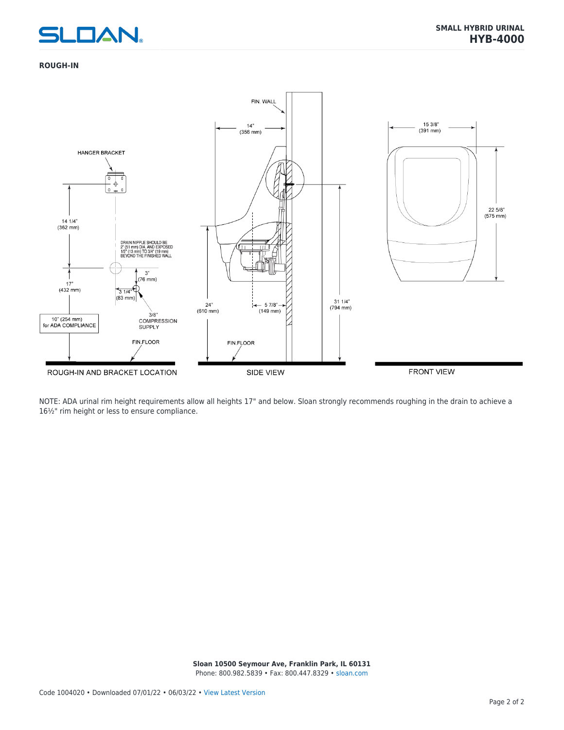**SMALL HYBRID URINAL**
**HYB-4000**

## ROUGH-IN

HANGER BRACKET

14 1/4"
(362 mm)

DRAIN NIPPLE SHOULD BE 2" (51 mm) DIA. AND EXPOSED 1/2" (13 mm) TO 3/4" (19 mm) BEYOND THE FINISHED WALL

3"
(76 mm)

17"
(432 mm)

3 1/4"
(83 mm)

10" (254 mm)
for ADA COMPLIANCE

3/8"
COMPRESSION
SUPPLY

FIN.FLOOR

ROUGH-IN AND BRACKET LOCATION

FIN. WALL

14"
(356 mm)

24"
(610 mm)

5 7/8"
(149 mm)

31 1/4"
(794 mm)

FIN.FLOOR

SIDE VIEW

15 3/8"
(391 mm)

22 5/8"
(575 mm)

FRONT VIEW

NOTE: ADA urinal rim height requirements allow all heights 17" and below. Sloan strongly recommends roughing in the drain to achieve a 16½" rim height or less to ensure compliance.

**Sloan 10500 Seymour Ave, Franklin Park, IL 60131**
Phone: 800.982.5839 • Fax: 800.447.8329 • sloan.com

Code 1004020 • Downloaded 07/01/22 • 06/03/22 • View Latest Version